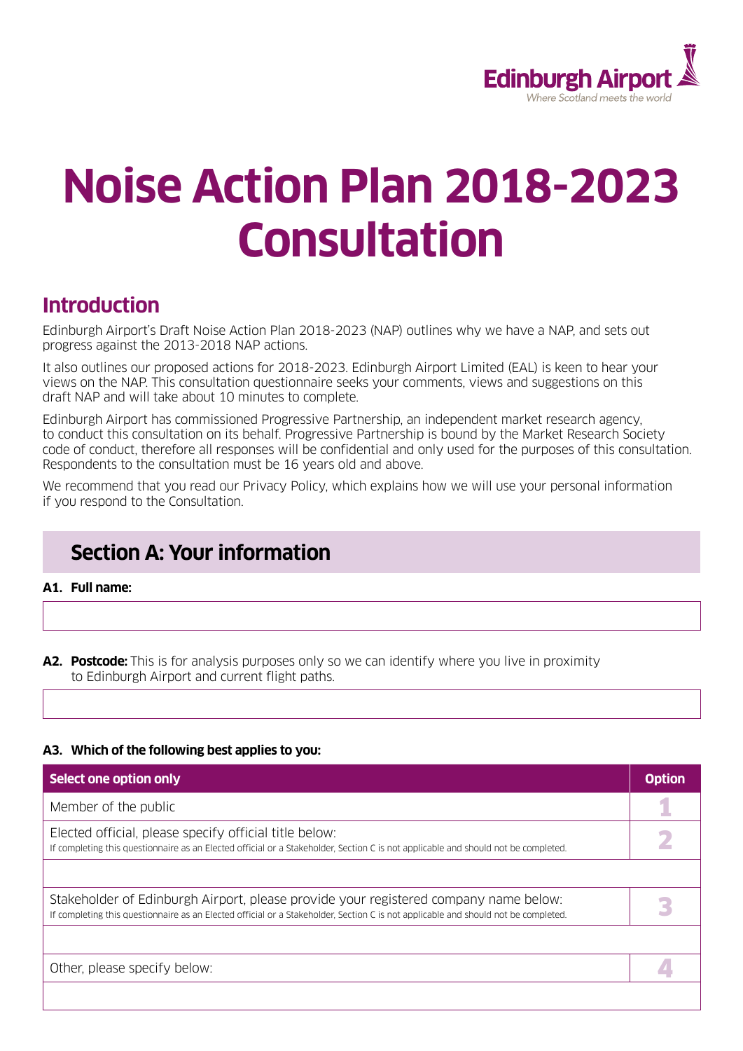Edinburgh Airport
*Where Scotland meets the world*

# Noise Action Plan 2018-2023 Consultation

## Introduction

Edinburgh Airport's Draft Noise Action Plan 2018-2023 (NAP) outlines why we have a NAP, and sets out progress against the 2013-2018 NAP actions.

It also outlines our proposed actions for 2018-2023. Edinburgh Airport Limited (EAL) is keen to hear your views on the NAP. This consultation questionnaire seeks your comments, views and suggestions on this draft NAP and will take about 10 minutes to complete.

Edinburgh Airport has commissioned Progressive Partnership, an independent market research agency, to conduct this consultation on its behalf. Progressive Partnership is bound by the Market Research Society code of conduct, therefore all responses will be confidential and only used for the purposes of this consultation. Respondents to the consultation must be 16 years old and above.

We recommend that you read our Privacy Policy, which explains how we will use your personal information if you respond to the Consultation.

## Section A: Your information

**A1. Full name:**

**A2. Postcode:** This is for analysis purposes only so we can identify where you live in proximity to Edinburgh Airport and current flight paths.

**A3. Which of the following best applies to you:**

| Select one option only | Option |
|---|---|
| Member of the public | 1 |
| Elected official, please specify official title below:<br>If completing this questionnaire as an Elected official or a Stakeholder, Section C is not applicable and should not be completed. | 2 |
| | |
| Stakeholder of Edinburgh Airport, please provide your registered company name below:<br>If completing this questionnaire as an Elected official or a Stakeholder, Section C is not applicable and should not be completed. | 3 |
| | |
| Other, please specify below: | 4 |
| | |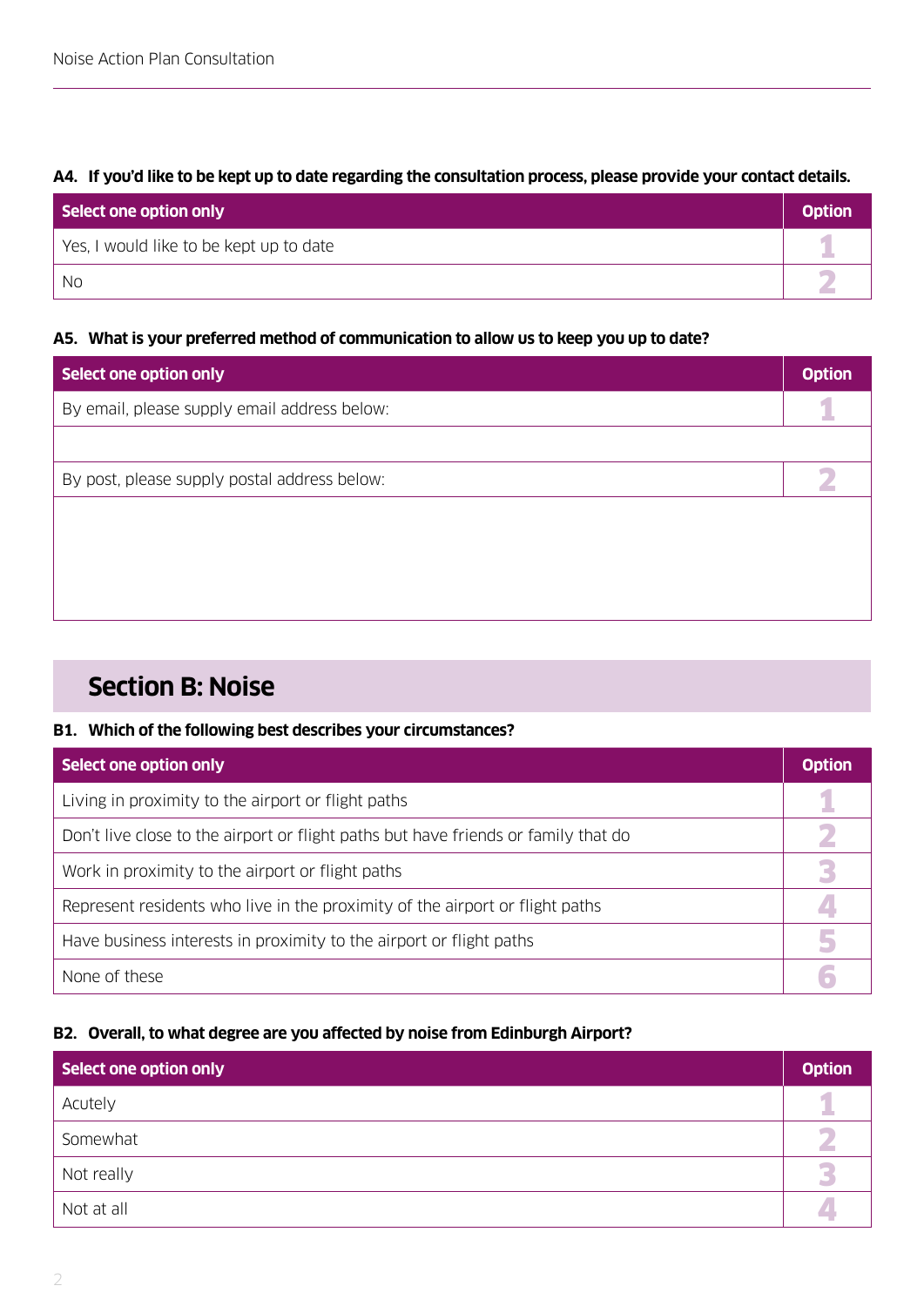**A4. If you'd like to be kept up to date regarding the consultation process, please provide your contact details.**

| Select one option only | Option |
|---|---|
| Yes, I would like to be kept up to date | 1 |
| No | 2 |

**A5. What is your preferred method of communication to allow us to keep you up to date?**

| Select one option only | Option |
|---|---|
| By email, please supply email address below: | 1 |
| | |
| By post, please supply postal address below: | 2 |
| | |

## Section B: Noise

**B1. Which of the following best describes your circumstances?**

| Select one option only | Option |
|---|---|
| Living in proximity to the airport or flight paths | 1 |
| Don't live close to the airport or flight paths but have friends or family that do | 2 |
| Work in proximity to the airport or flight paths | 3 |
| Represent residents who live in the proximity of the airport or flight paths | 4 |
| Have business interests in proximity to the airport or flight paths | 5 |
| None of these | 6 |

**B2. Overall, to what degree are you affected by noise from Edinburgh Airport?**

| Select one option only | Option |
|---|---|
| Acutely | 1 |
| Somewhat | 2 |
| Not really | 3 |
| Not at all | 4 |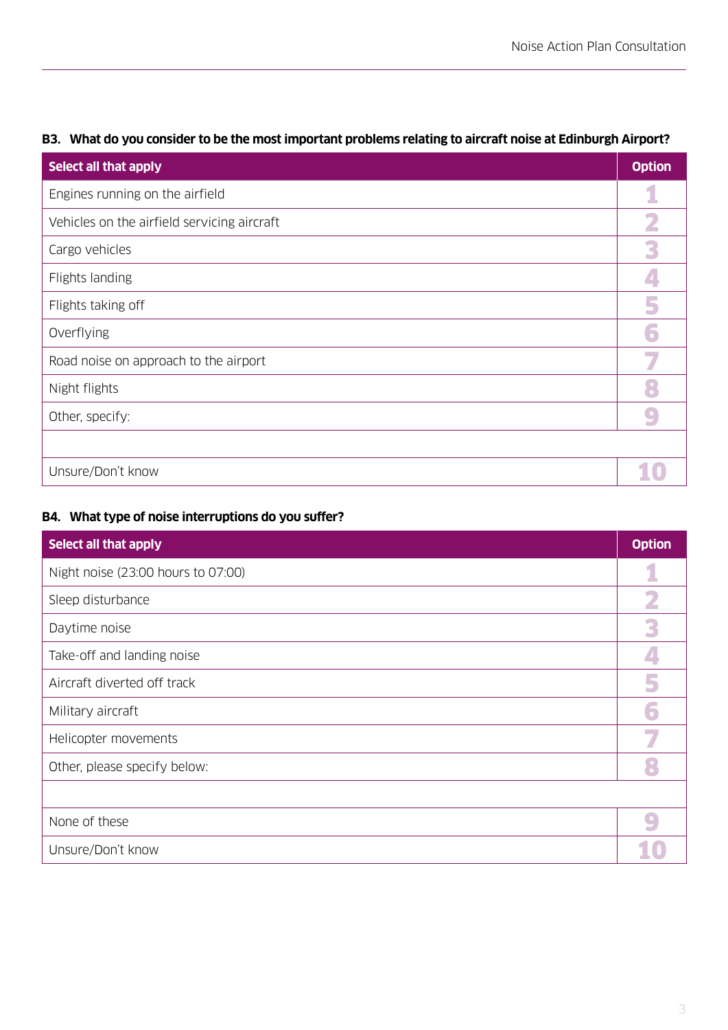### B3. What do you consider to be the most important problems relating to aircraft noise at Edinburgh Airport?

| Select all that apply | Option |
|---|---|
| Engines running on the airfield | 1 |
| Vehicles on the airfield servicing aircraft | 2 |
| Cargo vehicles | 3 |
| Flights landing | 4 |
| Flights taking off | 5 |
| Overflying | 6 |
| Road noise on approach to the airport | 7 |
| Night flights | 8 |
| Other, specify: | 9 |
| | |
| Unsure/Don't know | 10 |

### B4. What type of noise interruptions do you suffer?

| Select all that apply | Option |
|---|---|
| Night noise (23:00 hours to 07:00) | 1 |
| Sleep disturbance | 2 |
| Daytime noise | 3 |
| Take-off and landing noise | 4 |
| Aircraft diverted off track | 5 |
| Military aircraft | 6 |
| Helicopter movements | 7 |
| Other, please specify below: | 8 |
| | |
| None of these | 9 |
| Unsure/Don't know | 10 |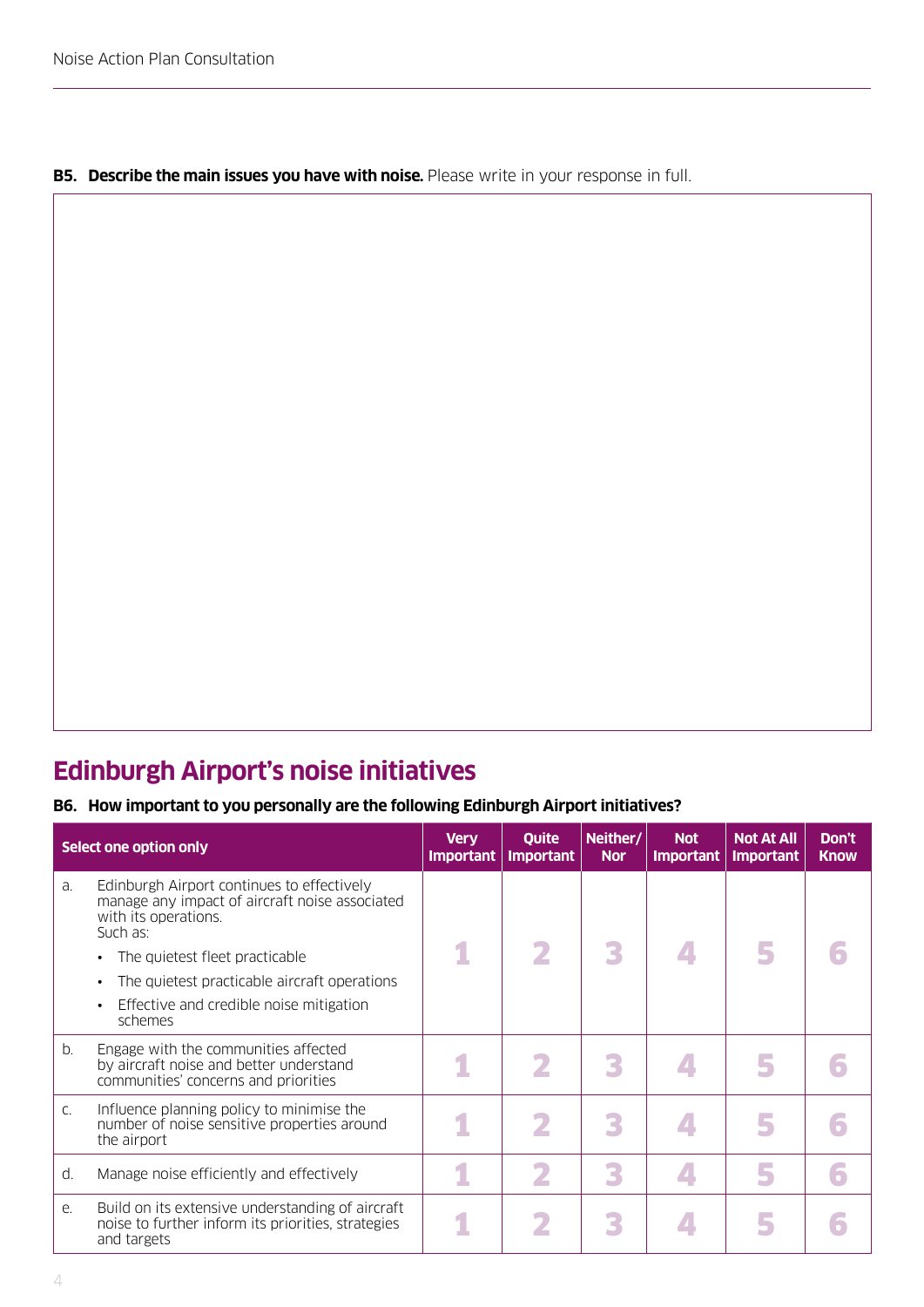**B5. Describe the main issues you have with noise.** Please write in your response in full.

## Edinburgh Airport's noise initiatives

**B6. How important to you personally are the following Edinburgh Airport initiatives?**

| Select one option only | Very Important | Quite Important | Neither/ Nor | Not Important | Not At All Important | Don't Know |
|---|---|---|---|---|---|---|
| a. Edinburgh Airport continues to effectively manage any impact of aircraft noise associated with its operations. Such as: • The quietest fleet practicable • The quietest practicable aircraft operations • Effective and credible noise mitigation schemes | 1 | 2 | 3 | 4 | 5 | 6 |
| b. Engage with the communities affected by aircraft noise and better understand communities' concerns and priorities | 1 | 2 | 3 | 4 | 5 | 6 |
| c. Influence planning policy to minimise the number of noise sensitive properties around the airport | 1 | 2 | 3 | 4 | 5 | 6 |
| d. Manage noise efficiently and effectively | 1 | 2 | 3 | 4 | 5 | 6 |
| e. Build on its extensive understanding of aircraft noise to further inform its priorities, strategies and targets | 1 | 2 | 3 | 4 | 5 | 6 |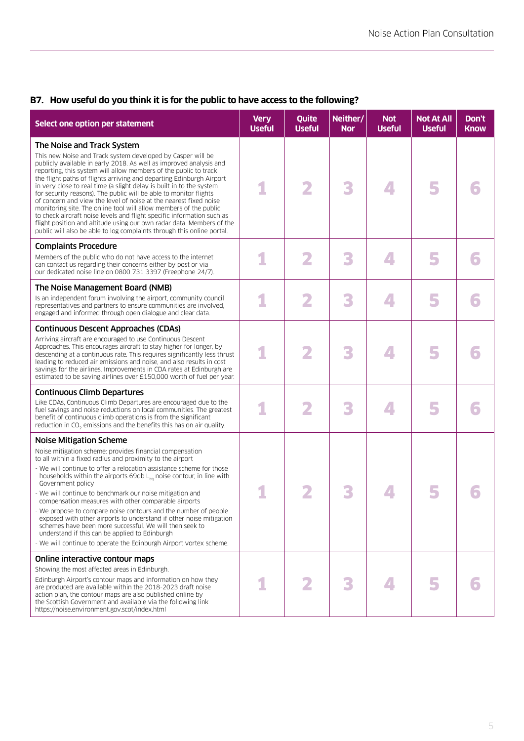### B7. How useful do you think it is for the public to have access to the following?

| Select one option per statement | Very Useful | Quite Useful | Neither/ Nor | Not Useful | Not At All Useful | Don't Know |
|---|---|---|---|---|---|---|
| **The Noise and Track System**<br>This new Noise and Track system developed by Casper will be publicly available in early 2018. As well as improved analysis and reporting, this system will allow members of the public to track the flight paths of flights arriving and departing Edinburgh Airport in very close to real time (a slight delay is built in to the system for security reasons). The public will be able to monitor flights of concern and view the level of noise at the nearest fixed noise monitoring site. The online tool will allow members of the public to check aircraft noise levels and flight specific information such as flight position and altitude using our own radar data. Members of the public will also be able to log complaints through this online portal. | 1 | 2 | 3 | 4 | 5 | 6 |
| **Complaints Procedure**<br>Members of the public who do not have access to the internet can contact us regarding their concerns either by post or via our dedicated noise line on 0800 731 3397 (Freephone 24/7). | 1 | 2 | 3 | 4 | 5 | 6 |
| **The Noise Management Board (NMB)**<br>Is an independent forum involving the airport, community council representatives and partners to ensure communities are involved, engaged and informed through open dialogue and clear data. | 1 | 2 | 3 | 4 | 5 | 6 |
| **Continuous Descent Approaches (CDAs)**<br>Arriving aircraft are encouraged to use Continuous Descent Approaches. This encourages aircraft to stay higher for longer, by descending at a continuous rate. This requires significantly less thrust leading to reduced air emissions and noise, and also results in cost savings for the airlines. Improvements in CDA rates at Edinburgh are estimated to be saving airlines over £150,000 worth of fuel per year. | 1 | 2 | 3 | 4 | 5 | 6 |
| **Continuous Climb Departures**<br>Like CDAs, Continuous Climb Departures are encouraged due to the fuel savings and noise reductions on local communities. The greatest benefit of continuous climb operations is from the significant reduction in $CO_2$ emissions and the benefits this has on air quality. | 1 | 2 | 3 | 4 | 5 | 6 |
| **Noise Mitigation Scheme**<br>Noise mitigation scheme: provides financial compensation to all within a fixed radius and proximity to the airport<br>- We will continue to offer a relocation assistance scheme for those households within the airports 69db $L_{eq}$ noise contour, in line with Government policy<br>- We will continue to benchmark our noise mitigation and compensation measures with other comparable airports<br>- We propose to compare noise contours and the number of people exposed with other airports to understand if other noise mitigation schemes have been more successful. We will then seek to understand if this can be applied to Edinburgh<br>- We will continue to operate the Edinburgh Airport vortex scheme. | 1 | 2 | 3 | 4 | 5 | 6 |
| **Online interactive contour maps**<br>Showing the most affected areas in Edinburgh.<br>Edinburgh Airport's contour maps and information on how they are produced are available within the 2018-2023 draft noise action plan, the contour maps are also published online by the Scottish Government and available via the following link https://noise.environment.gov.scot/index.html | 1 | 2 | 3 | 4 | 5 | 6 |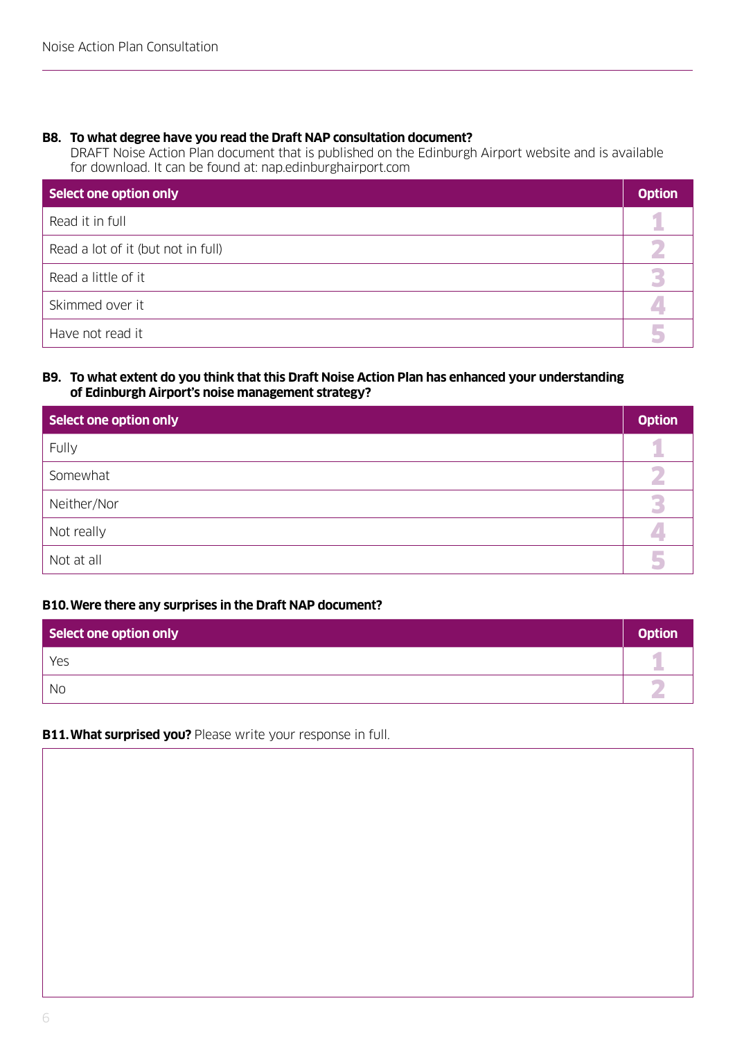**B8. To what degree have you read the Draft NAP consultation document?**
DRAFT Noise Action Plan document that is published on the Edinburgh Airport website and is available for download. It can be found at: nap.edinburghairport.com

| Select one option only | Option |
|---|---|
| Read it in full | 1 |
| Read a lot of it (but not in full) | 2 |
| Read a little of it | 3 |
| Skimmed over it | 4 |
| Have not read it | 5 |

**B9. To what extent do you think that this Draft Noise Action Plan has enhanced your understanding of Edinburgh Airport's noise management strategy?**

| Select one option only | Option |
|---|---|
| Fully | 1 |
| Somewhat | 2 |
| Neither/Nor | 3 |
| Not really | 4 |
| Not at all | 5 |

**B10. Were there any surprises in the Draft NAP document?**

| Select one option only | Option |
|---|---|
| Yes | 1 |
| No | 2 |

**B11. What surprised you?** Please write your response in full.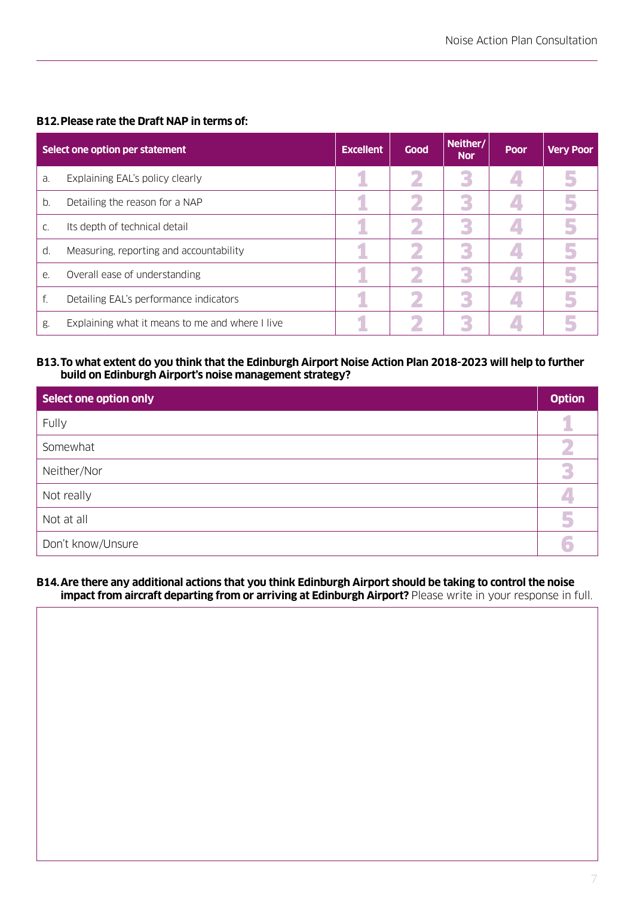**B12. Please rate the Draft NAP in terms of:**

| Select one option per statement | Excellent | Good | Neither/ Nor | Poor | Very Poor |
|---|---|---|---|---|---|
| a. Explaining EAL's policy clearly | 1 | 2 | 3 | 4 | 5 |
| b. Detailing the reason for a NAP | 1 | 2 | 3 | 4 | 5 |
| c. Its depth of technical detail | 1 | 2 | 3 | 4 | 5 |
| d. Measuring, reporting and accountability | 1 | 2 | 3 | 4 | 5 |
| e. Overall ease of understanding | 1 | 2 | 3 | 4 | 5 |
| f. Detailing EAL's performance indicators | 1 | 2 | 3 | 4 | 5 |
| g. Explaining what it means to me and where I live | 1 | 2 | 3 | 4 | 5 |

**B13. To what extent do you think that the Edinburgh Airport Noise Action Plan 2018-2023 will help to further build on Edinburgh Airport's noise management strategy?**

| Select one option only | Option |
|---|---|
| Fully | 1 |
| Somewhat | 2 |
| Neither/Nor | 3 |
| Not really | 4 |
| Not at all | 5 |
| Don't know/Unsure | 6 |

**B14. Are there any additional actions that you think Edinburgh Airport should be taking to control the noise impact from aircraft departing from or arriving at Edinburgh Airport?** Please write in your response in full.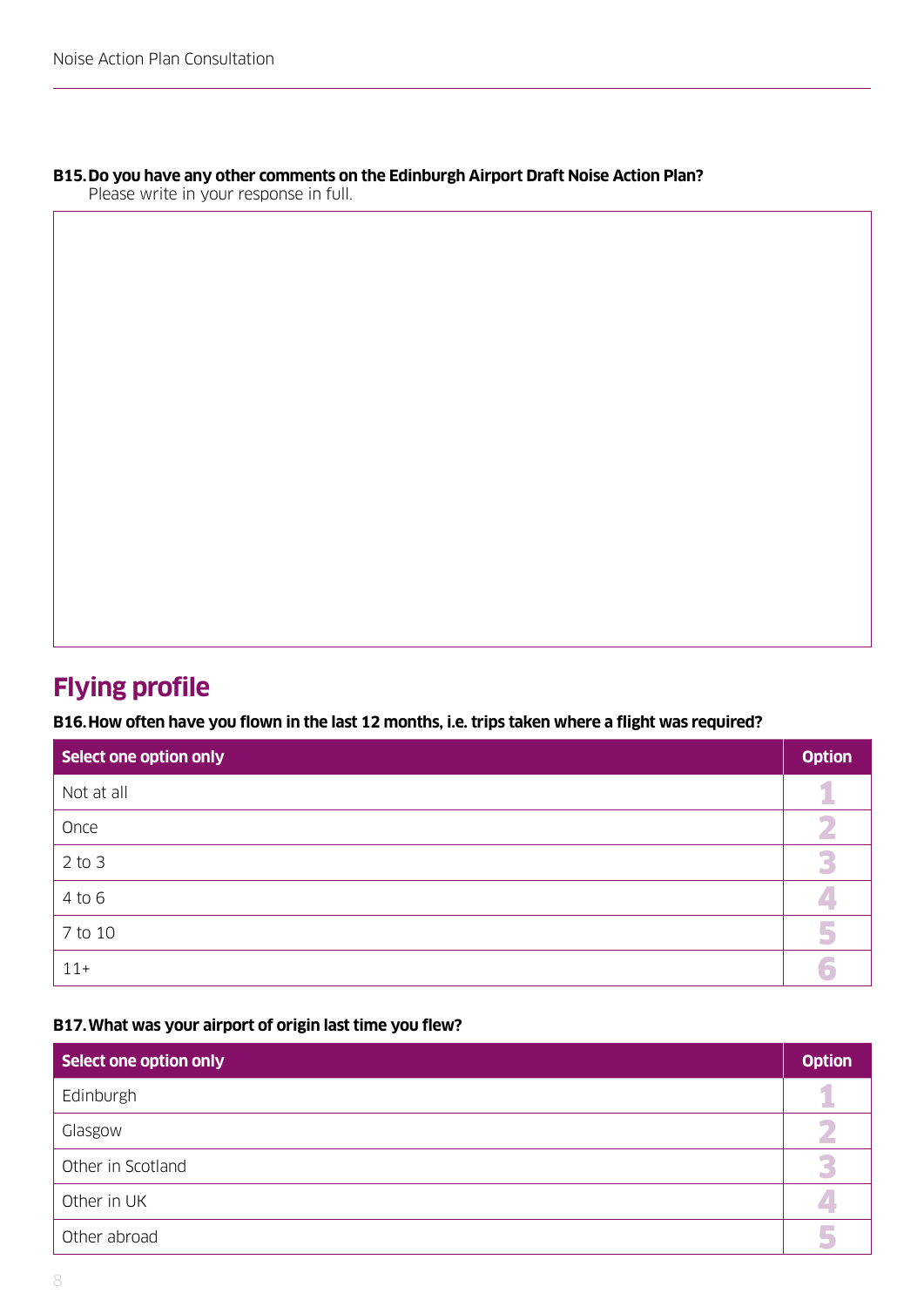**B15. Do you have any other comments on the Edinburgh Airport Draft Noise Action Plan?**
Please write in your response in full.

## Flying profile

**B16. How often have you flown in the last 12 months, i.e. trips taken where a flight was required?**

| Select one option only | Option |
|---|---|
| Not at all | 1 |
| Once | 2 |
| 2 to 3 | 3 |
| 4 to 6 | 4 |
| 7 to 10 | 5 |
| 11+ | 6 |

**B17. What was your airport of origin last time you flew?**

| Select one option only | Option |
|---|---|
| Edinburgh | 1 |
| Glasgow | 2 |
| Other in Scotland | 3 |
| Other in UK | 4 |
| Other abroad | 5 |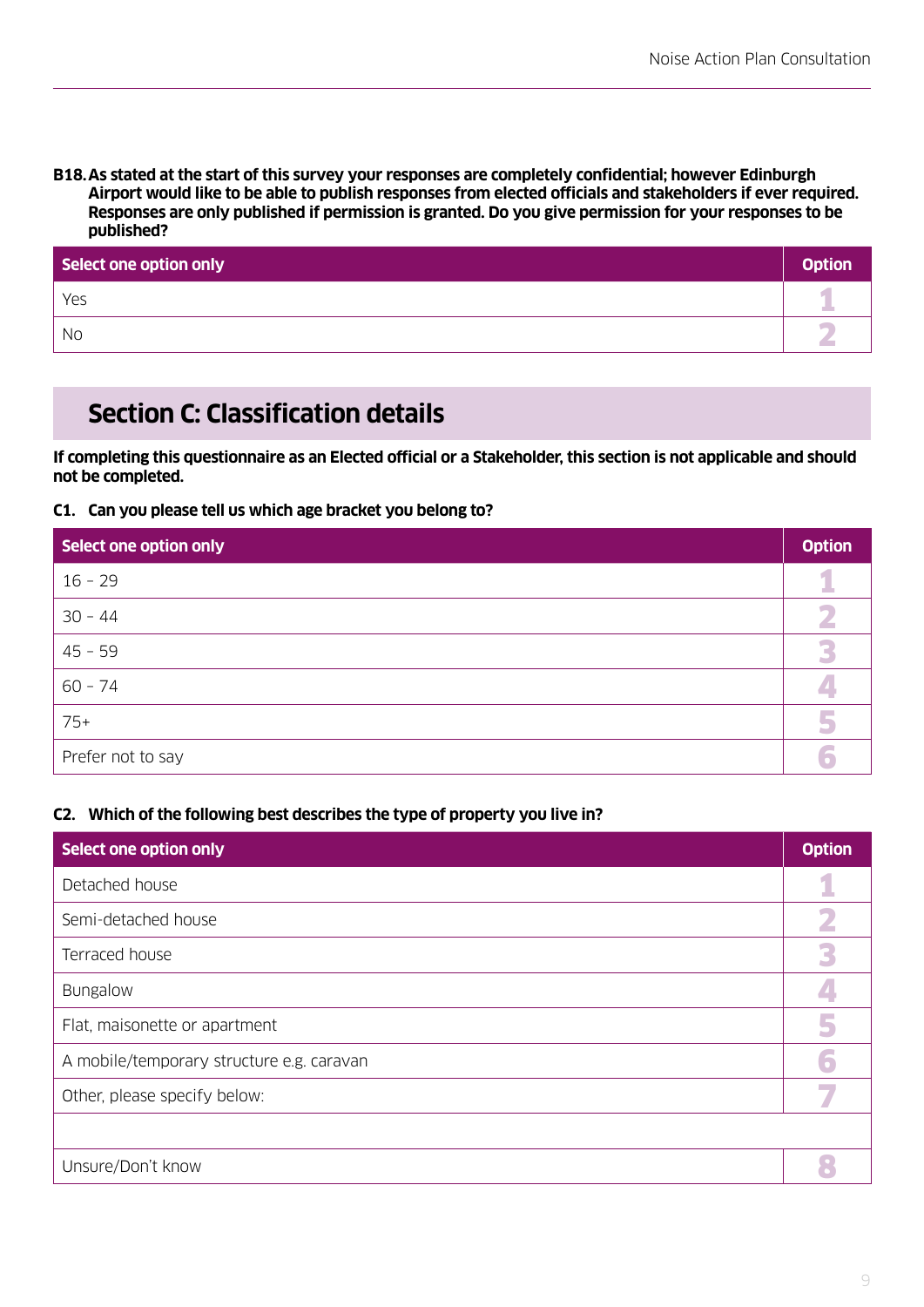**B18. As stated at the start of this survey your responses are completely confidential; however Edinburgh Airport would like to be able to publish responses from elected officials and stakeholders if ever required. Responses are only published if permission is granted. Do you give permission for your responses to be published?**

| Select one option only | Option |
| --- | --- |
| Yes | 1 |
| No | 2 |

## Section C: Classification details

**If completing this questionnaire as an Elected official or a Stakeholder, this section is not applicable and should not be completed.**

**C1. Can you please tell us which age bracket you belong to?**

| Select one option only | Option |
| --- | --- |
| 16 – 29 | 1 |
| 30 – 44 | 2 |
| 45 – 59 | 3 |
| 60 – 74 | 4 |
| 75+ | 5 |
| Prefer not to say | 6 |

**C2. Which of the following best describes the type of property you live in?**

| Select one option only | Option |
| --- | --- |
| Detached house | 1 |
| Semi-detached house | 2 |
| Terraced house | 3 |
| Bungalow | 4 |
| Flat, maisonette or apartment | 5 |
| A mobile/temporary structure e.g. caravan | 6 |
| Other, please specify below: | 7 |
| | |
| Unsure/Don't know | 8 |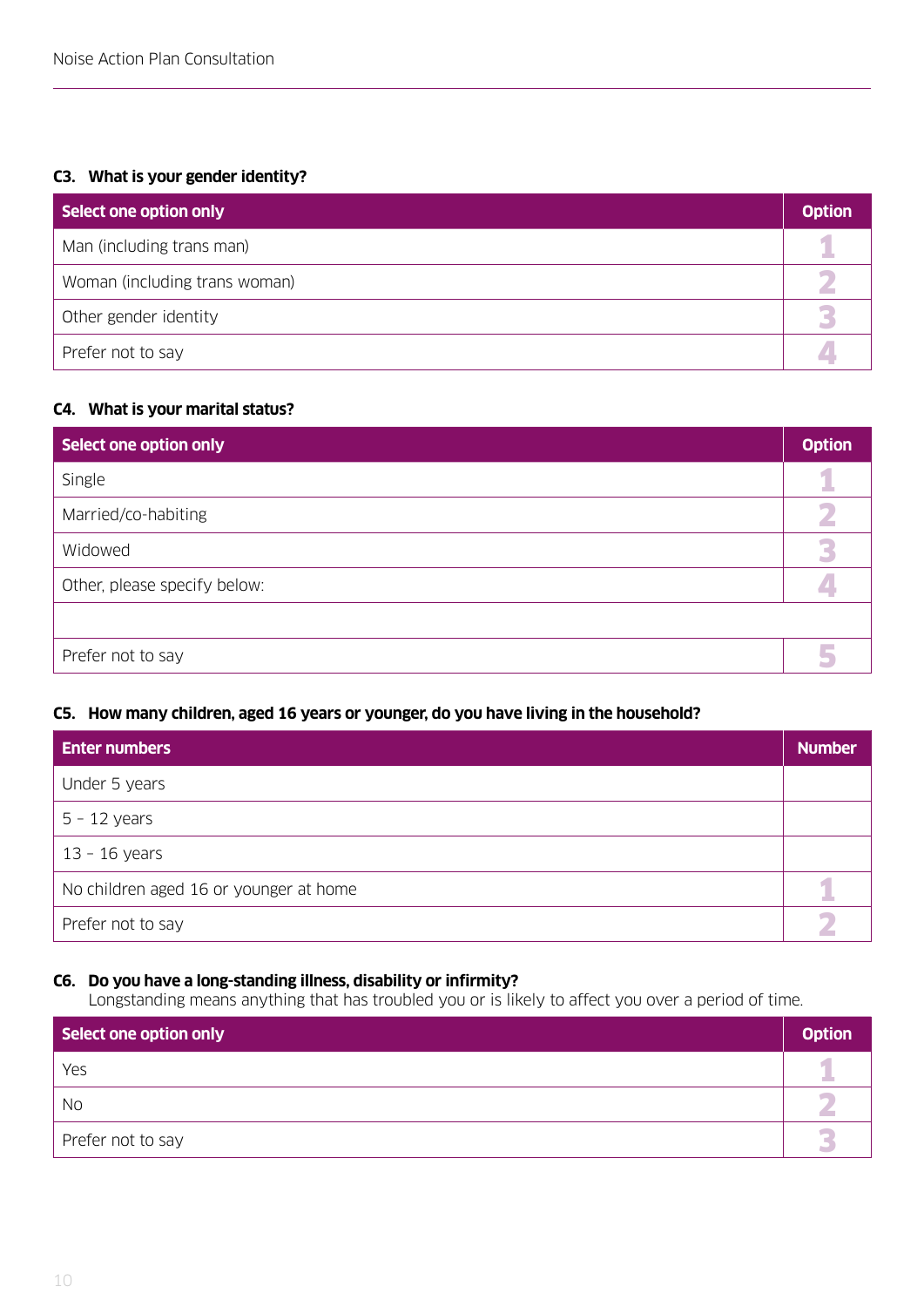### C3. What is your gender identity?

| Select one option only | Option |
|---|---|
| Man (including trans man) | 1 |
| Woman (including trans woman) | 2 |
| Other gender identity | 3 |
| Prefer not to say | 4 |

### C4. What is your marital status?

| Select one option only | Option |
|---|---|
| Single | 1 |
| Married/co-habiting | 2 |
| Widowed | 3 |
| Other, please specify below: | 4 |
| | |
| Prefer not to say | 5 |

### C5. How many children, aged 16 years or younger, do you have living in the household?

| Enter numbers | Number |
|---|---|
| Under 5 years | |
| 5 – 12 years | |
| 13 – 16 years | |
| No children aged 16 or younger at home | 1 |
| Prefer not to say | 2 |

### C6. Do you have a long-standing illness, disability or infirmity?

Longstanding means anything that has troubled you or is likely to affect you over a period of time.

| Select one option only | Option |
|---|---|
| Yes | 1 |
| No | 2 |
| Prefer not to say | 3 |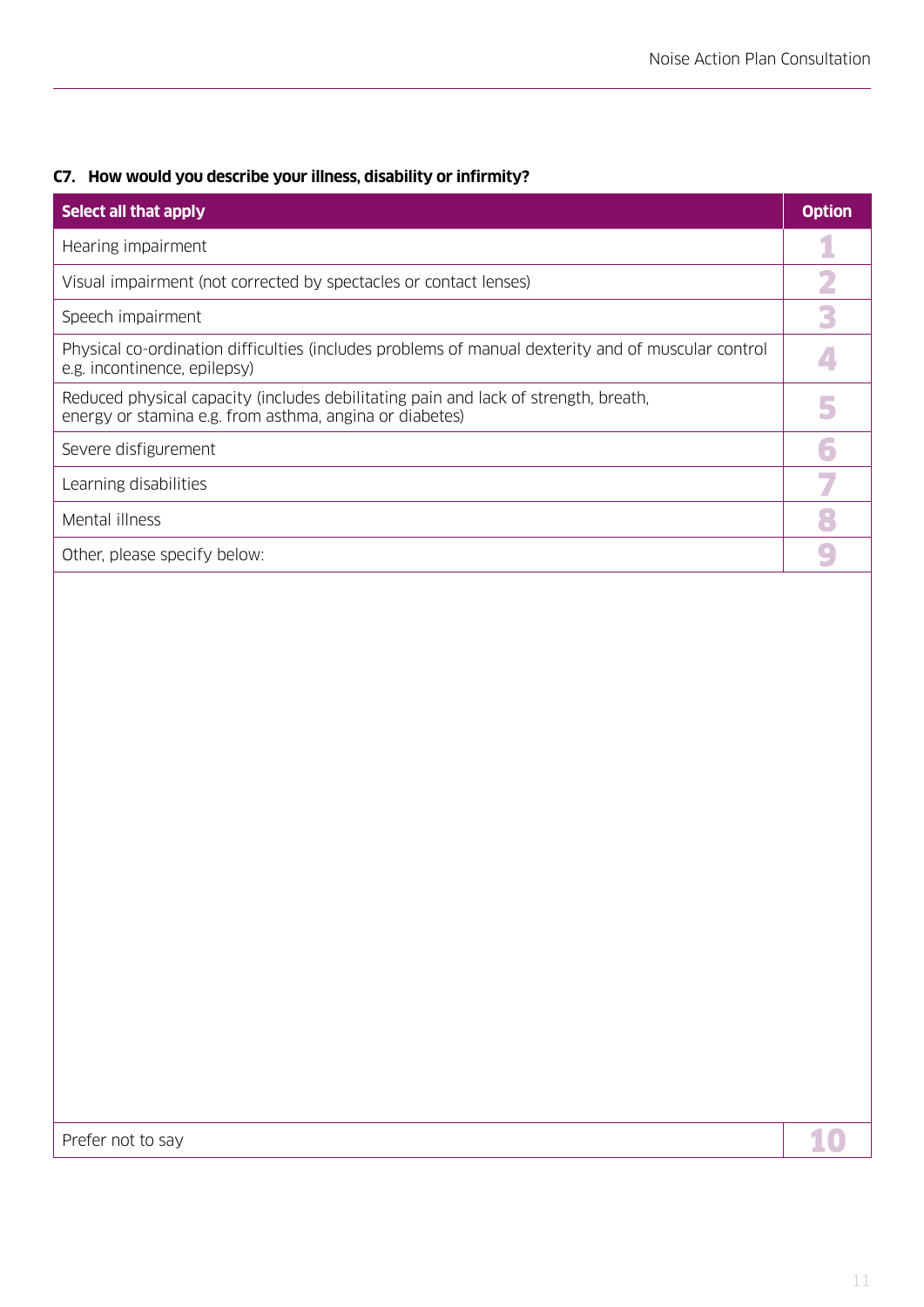**C7. How would you describe your illness, disability or infirmity?**

| Select all that apply | Option |
| --- | --- |
| Hearing impairment | 1 |
| Visual impairment (not corrected by spectacles or contact lenses) | 2 |
| Speech impairment | 3 |
| Physical co-ordination difficulties (includes problems of manual dexterity and of muscular control e.g. incontinence, epilepsy) | 4 |
| Reduced physical capacity (includes debilitating pain and lack of strength, breath, energy or stamina e.g. from asthma, angina or diabetes) | 5 |
| Severe disfigurement | 6 |
| Learning disabilities | 7 |
| Mental illness | 8 |
| Other, please specify below: | 9 |
| | |
| Prefer not to say | 10 |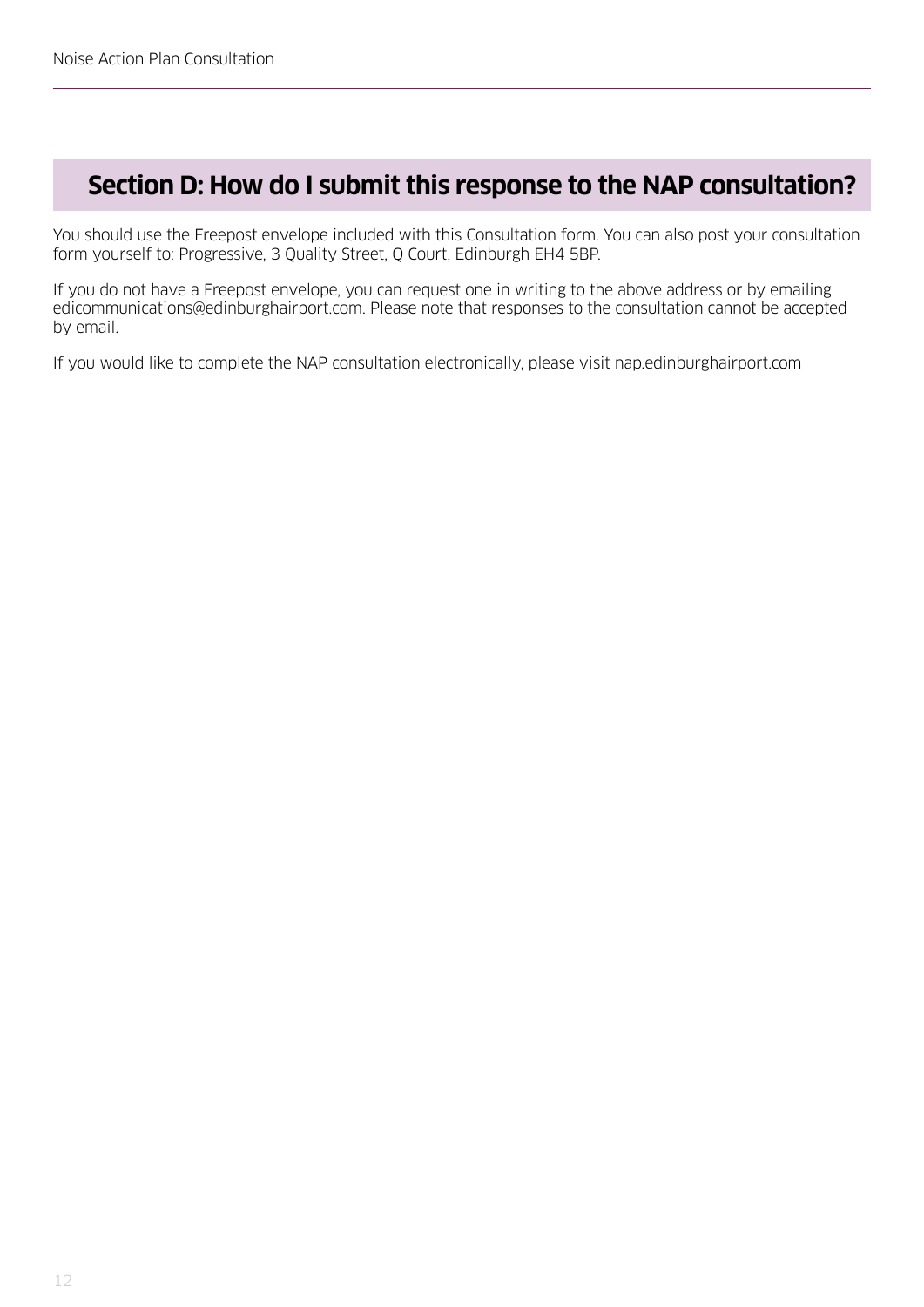## Section D: How do I submit this response to the NAP consultation?

You should use the Freepost envelope included with this Consultation form. You can also post your consultation form yourself to: Progressive, 3 Quality Street, Q Court, Edinburgh EH4 5BP.

If you do not have a Freepost envelope, you can request one in writing to the above address or by emailing edicommunications@edinburghairport.com. Please note that responses to the consultation cannot be accepted by email.

If you would like to complete the NAP consultation electronically, please visit nap.edinburghairport.com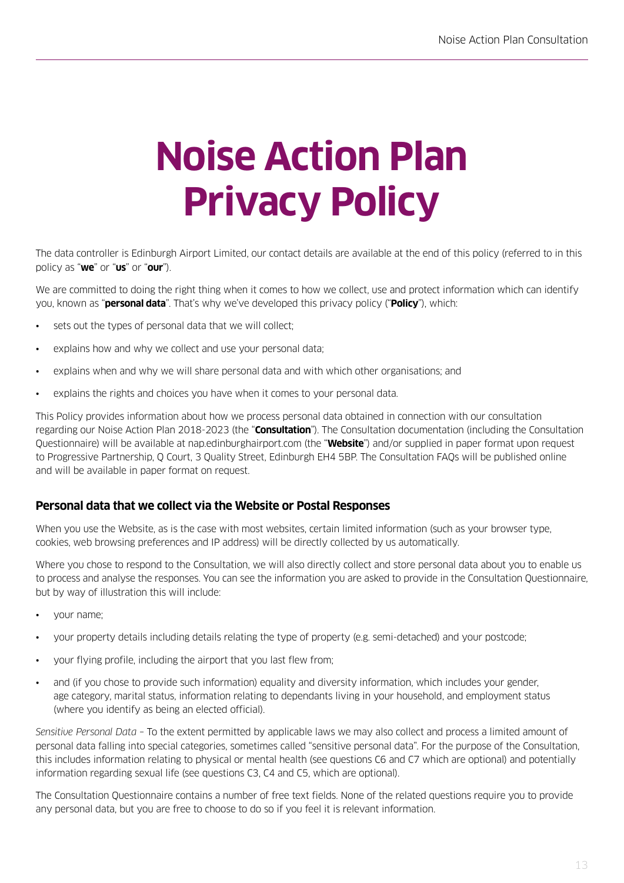// Noise Action Plan Privacy Policy

# Noise Action Plan Privacy Policy

The data controller is Edinburgh Airport Limited, our contact details are available at the end of this policy (referred to in this policy as "**we**" or "**us**" or "**our**").

We are committed to doing the right thing when it comes to how we collect, use and protect information which can identify you, known as "**personal data**". That's why we've developed this privacy policy ("**Policy**"), which:

- sets out the types of personal data that we will collect;
- explains how and why we collect and use your personal data;
- explains when and why we will share personal data and with which other organisations; and
- explains the rights and choices you have when it comes to your personal data.

This Policy provides information about how we process personal data obtained in connection with our consultation regarding our Noise Action Plan 2018-2023 (the "**Consultation**"). The Consultation documentation (including the Consultation Questionnaire) will be available at nap.edinburghairport.com (the "**Website**") and/or supplied in paper format upon request to Progressive Partnership, Q Court, 3 Quality Street, Edinburgh EH4 5BP. The Consultation FAQs will be published online and will be available in paper format on request.

## Personal data that we collect via the Website or Postal Responses

When you use the Website, as is the case with most websites, certain limited information (such as your browser type, cookies, web browsing preferences and IP address) will be directly collected by us automatically.

Where you chose to respond to the Consultation, we will also directly collect and store personal data about you to enable us to process and analyse the responses. You can see the information you are asked to provide in the Consultation Questionnaire, but by way of illustration this will include:

- your name;
- your property details including details relating the type of property (e.g. semi-detached) and your postcode;
- your flying profile, including the airport that you last flew from;
- and (if you chose to provide such information) equality and diversity information, which includes your gender, age category, marital status, information relating to dependants living in your household, and employment status (where you identify as being an elected official).

*Sensitive Personal Data* – To the extent permitted by applicable laws we may also collect and process a limited amount of personal data falling into special categories, sometimes called "sensitive personal data". For the purpose of the Consultation, this includes information relating to physical or mental health (see questions C6 and C7 which are optional) and potentially information regarding sexual life (see questions C3, C4 and C5, which are optional).

The Consultation Questionnaire contains a number of free text fields. None of the related questions require you to provide any personal data, but you are free to choose to do so if you feel it is relevant information.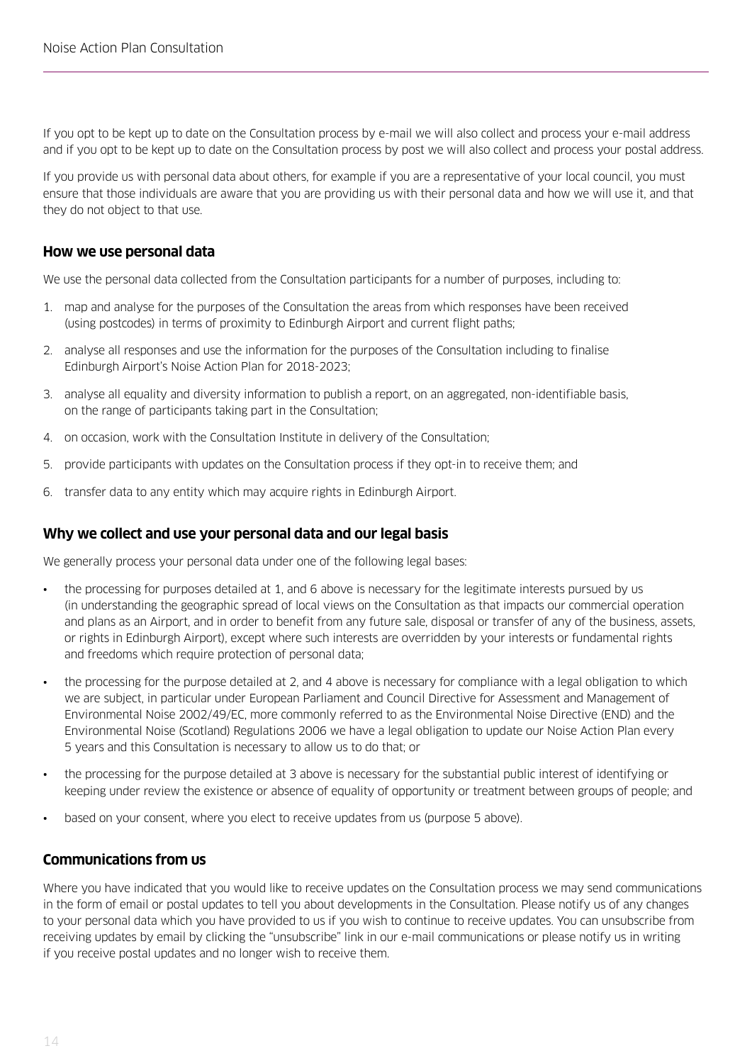If you opt to be kept up to date on the Consultation process by e-mail we will also collect and process your e-mail address and if you opt to be kept up to date on the Consultation process by post we will also collect and process your postal address.

If you provide us with personal data about others, for example if you are a representative of your local council, you must ensure that those individuals are aware that you are providing us with their personal data and how we will use it, and that they do not object to that use.

### How we use personal data

We use the personal data collected from the Consultation participants for a number of purposes, including to:

1. map and analyse for the purposes of the Consultation the areas from which responses have been received (using postcodes) in terms of proximity to Edinburgh Airport and current flight paths;
2. analyse all responses and use the information for the purposes of the Consultation including to finalise Edinburgh Airport's Noise Action Plan for 2018-2023;
3. analyse all equality and diversity information to publish a report, on an aggregated, non-identifiable basis, on the range of participants taking part in the Consultation;
4. on occasion, work with the Consultation Institute in delivery of the Consultation;
5. provide participants with updates on the Consultation process if they opt-in to receive them; and
6. transfer data to any entity which may acquire rights in Edinburgh Airport.

### Why we collect and use your personal data and our legal basis

We generally process your personal data under one of the following legal bases:

- the processing for purposes detailed at 1, and 6 above is necessary for the legitimate interests pursued by us (in understanding the geographic spread of local views on the Consultation as that impacts our commercial operation and plans as an Airport, and in order to benefit from any future sale, disposal or transfer of any of the business, assets, or rights in Edinburgh Airport), except where such interests are overridden by your interests or fundamental rights and freedoms which require protection of personal data;
- the processing for the purpose detailed at 2, and 4 above is necessary for compliance with a legal obligation to which we are subject, in particular under European Parliament and Council Directive for Assessment and Management of Environmental Noise 2002/49/EC, more commonly referred to as the Environmental Noise Directive (END) and the Environmental Noise (Scotland) Regulations 2006 we have a legal obligation to update our Noise Action Plan every 5 years and this Consultation is necessary to allow us to do that; or
- the processing for the purpose detailed at 3 above is necessary for the substantial public interest of identifying or keeping under review the existence or absence of equality of opportunity or treatment between groups of people; and
- based on your consent, where you elect to receive updates from us (purpose 5 above).

### Communications from us

Where you have indicated that you would like to receive updates on the Consultation process we may send communications in the form of email or postal updates to tell you about developments in the Consultation. Please notify us of any changes to your personal data which you have provided to us if you wish to continue to receive updates. You can unsubscribe from receiving updates by email by clicking the "unsubscribe" link in our e-mail communications or please notify us in writing if you receive postal updates and no longer wish to receive them.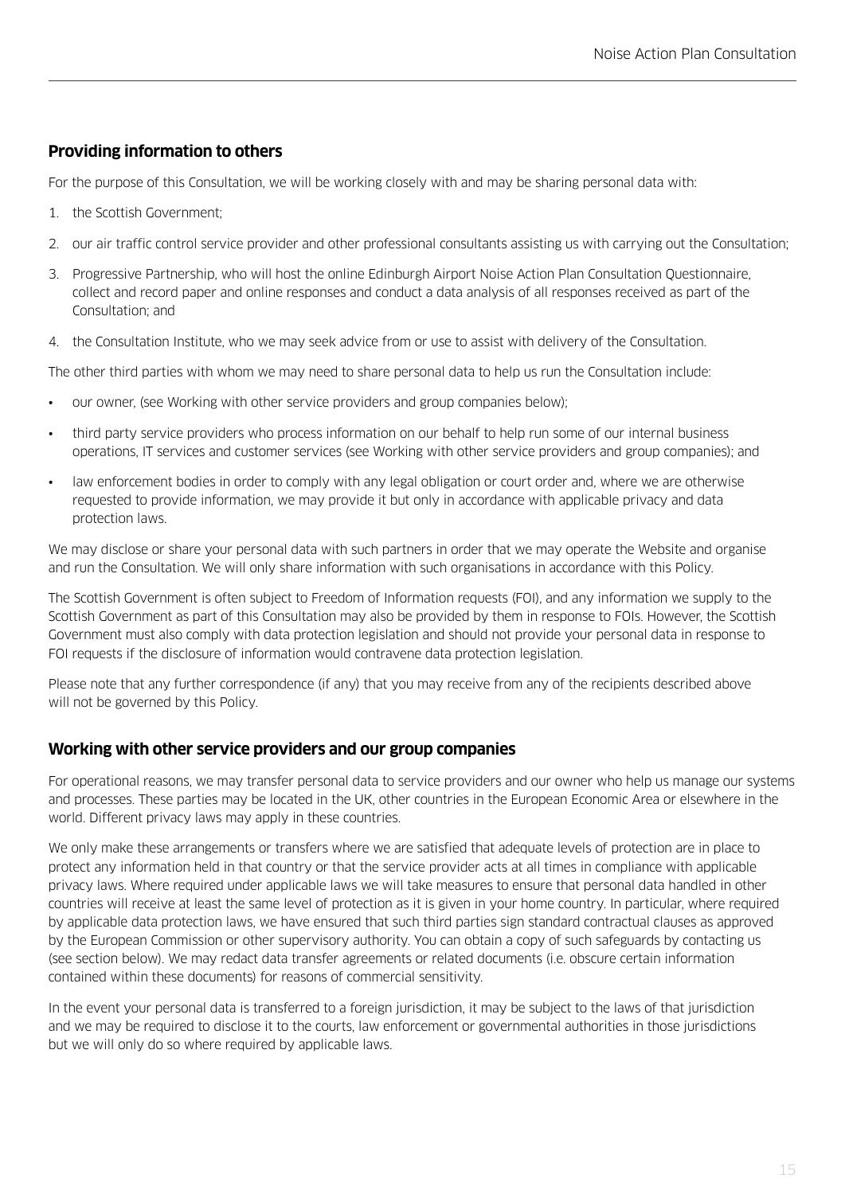## Providing information to others

For the purpose of this Consultation, we will be working closely with and may be sharing personal data with:

1. the Scottish Government;
2. our air traffic control service provider and other professional consultants assisting us with carrying out the Consultation;
3. Progressive Partnership, who will host the online Edinburgh Airport Noise Action Plan Consultation Questionnaire, collect and record paper and online responses and conduct a data analysis of all responses received as part of the Consultation; and
4. the Consultation Institute, who we may seek advice from or use to assist with delivery of the Consultation.

The other third parties with whom we may need to share personal data to help us run the Consultation include:

- our owner, (see Working with other service providers and group companies below);
- third party service providers who process information on our behalf to help run some of our internal business operations, IT services and customer services (see Working with other service providers and group companies); and
- law enforcement bodies in order to comply with any legal obligation or court order and, where we are otherwise requested to provide information, we may provide it but only in accordance with applicable privacy and data protection laws.

We may disclose or share your personal data with such partners in order that we may operate the Website and organise and run the Consultation. We will only share information with such organisations in accordance with this Policy.

The Scottish Government is often subject to Freedom of Information requests (FOI), and any information we supply to the Scottish Government as part of this Consultation may also be provided by them in response to FOIs. However, the Scottish Government must also comply with data protection legislation and should not provide your personal data in response to FOI requests if the disclosure of information would contravene data protection legislation.

Please note that any further correspondence (if any) that you may receive from any of the recipients described above will not be governed by this Policy.

## Working with other service providers and our group companies

For operational reasons, we may transfer personal data to service providers and our owner who help us manage our systems and processes. These parties may be located in the UK, other countries in the European Economic Area or elsewhere in the world. Different privacy laws may apply in these countries.

We only make these arrangements or transfers where we are satisfied that adequate levels of protection are in place to protect any information held in that country or that the service provider acts at all times in compliance with applicable privacy laws. Where required under applicable laws we will take measures to ensure that personal data handled in other countries will receive at least the same level of protection as it is given in your home country. In particular, where required by applicable data protection laws, we have ensured that such third parties sign standard contractual clauses as approved by the European Commission or other supervisory authority. You can obtain a copy of such safeguards by contacting us (see section below). We may redact data transfer agreements or related documents (i.e. obscure certain information contained within these documents) for reasons of commercial sensitivity.

In the event your personal data is transferred to a foreign jurisdiction, it may be subject to the laws of that jurisdiction and we may be required to disclose it to the courts, law enforcement or governmental authorities in those jurisdictions but we will only do so where required by applicable laws.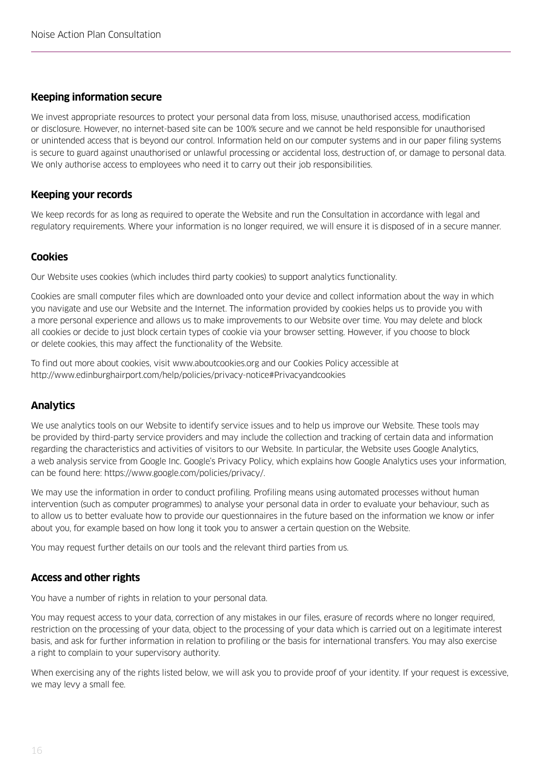## Keeping information secure

We invest appropriate resources to protect your personal data from loss, misuse, unauthorised access, modification or disclosure. However, no internet-based site can be 100% secure and we cannot be held responsible for unauthorised or unintended access that is beyond our control. Information held on our computer systems and in our paper filing systems is secure to guard against unauthorised or unlawful processing or accidental loss, destruction of, or damage to personal data. We only authorise access to employees who need it to carry out their job responsibilities.

## Keeping your records

We keep records for as long as required to operate the Website and run the Consultation in accordance with legal and regulatory requirements. Where your information is no longer required, we will ensure it is disposed of in a secure manner.

## Cookies

Our Website uses cookies (which includes third party cookies) to support analytics functionality.

Cookies are small computer files which are downloaded onto your device and collect information about the way in which you navigate and use our Website and the Internet. The information provided by cookies helps us to provide you with a more personal experience and allows us to make improvements to our Website over time. You may delete and block all cookies or decide to just block certain types of cookie via your browser setting. However, if you choose to block or delete cookies, this may affect the functionality of the Website.

To find out more about cookies, visit www.aboutcookies.org and our Cookies Policy accessible at http://www.edinburghairport.com/help/policies/privacy-notice#Privacyandcookies

## Analytics

We use analytics tools on our Website to identify service issues and to help us improve our Website. These tools may be provided by third-party service providers and may include the collection and tracking of certain data and information regarding the characteristics and activities of visitors to our Website. In particular, the Website uses Google Analytics, a web analysis service from Google Inc. Google's Privacy Policy, which explains how Google Analytics uses your information, can be found here: https://www.google.com/policies/privacy/.

We may use the information in order to conduct profiling. Profiling means using automated processes without human intervention (such as computer programmes) to analyse your personal data in order to evaluate your behaviour, such as to allow us to better evaluate how to provide our questionnaires in the future based on the information we know or infer about you, for example based on how long it took you to answer a certain question on the Website.

You may request further details on our tools and the relevant third parties from us.

## Access and other rights

You have a number of rights in relation to your personal data.

You may request access to your data, correction of any mistakes in our files, erasure of records where no longer required, restriction on the processing of your data, object to the processing of your data which is carried out on a legitimate interest basis, and ask for further information in relation to profiling or the basis for international transfers. You may also exercise a right to complain to your supervisory authority.

When exercising any of the rights listed below, we will ask you to provide proof of your identity. If your request is excessive, we may levy a small fee.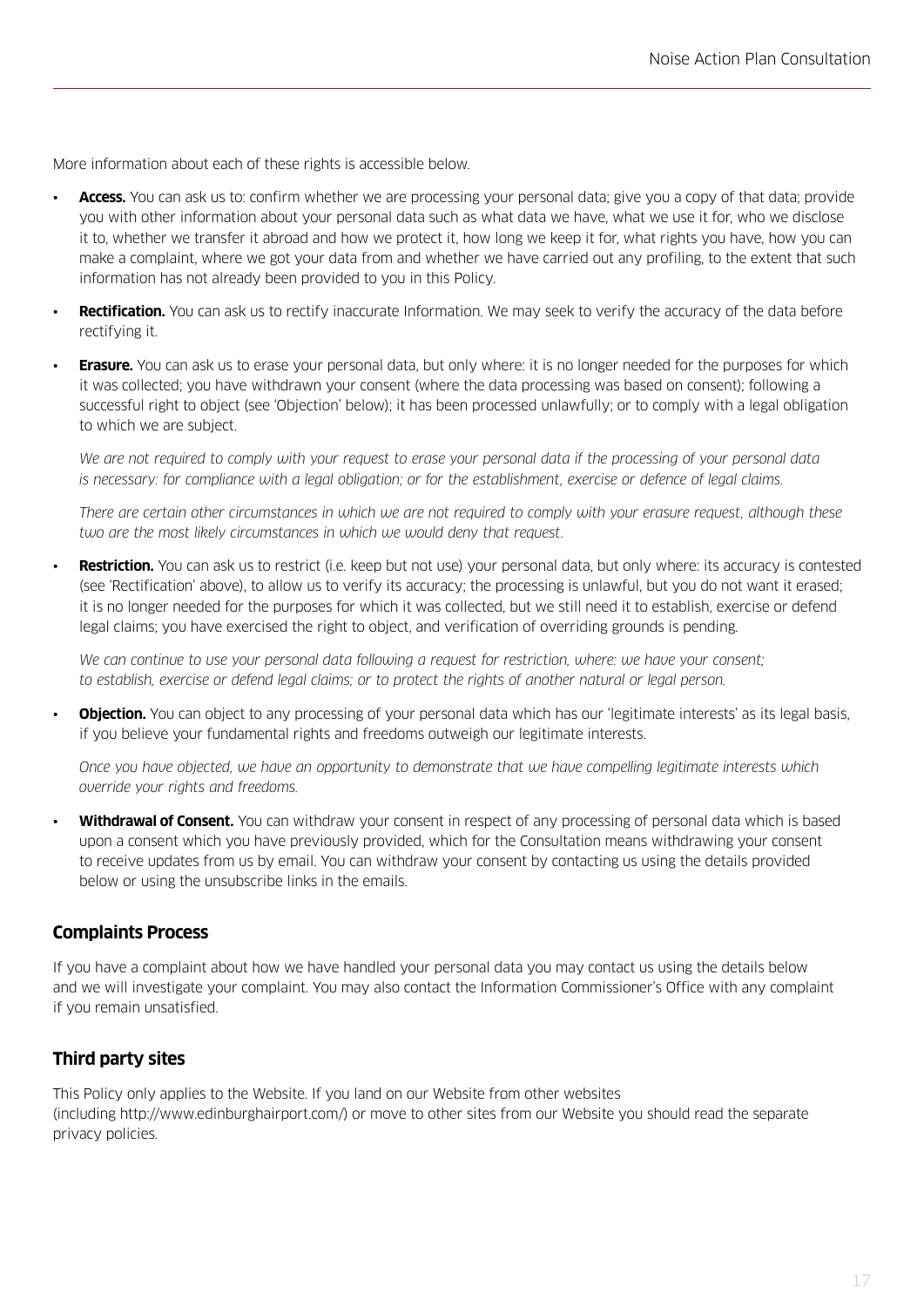More information about each of these rights is accessible below.

- **Access.** You can ask us to: confirm whether we are processing your personal data; give you a copy of that data; provide you with other information about your personal data such as what data we have, what we use it for, who we disclose it to, whether we transfer it abroad and how we protect it, how long we keep it for, what rights you have, how you can make a complaint, where we got your data from and whether we have carried out any profiling, to the extent that such information has not already been provided to you in this Policy.
- **Rectification.** You can ask us to rectify inaccurate Information. We may seek to verify the accuracy of the data before rectifying it.
- **Erasure.** You can ask us to erase your personal data, but only where: it is no longer needed for the purposes for which it was collected; you have withdrawn your consent (where the data processing was based on consent); following a successful right to object (see 'Objection' below); it has been processed unlawfully; or to comply with a legal obligation to which we are subject.

  *We are not required to comply with your request to erase your personal data if the processing of your personal data is necessary: for compliance with a legal obligation; or for the establishment, exercise or defence of legal claims.*

  *There are certain other circumstances in which we are not required to comply with your erasure request, although these two are the most likely circumstances in which we would deny that request.*

- **Restriction.** You can ask us to restrict (i.e. keep but not use) your personal data, but only where: its accuracy is contested (see 'Rectification' above), to allow us to verify its accuracy; the processing is unlawful, but you do not want it erased; it is no longer needed for the purposes for which it was collected, but we still need it to establish, exercise or defend legal claims; you have exercised the right to object, and verification of overriding grounds is pending.

  *We can continue to use your personal data following a request for restriction, where: we have your consent; to establish, exercise or defend legal claims; or to protect the rights of another natural or legal person.*

- **Objection.** You can object to any processing of your personal data which has our 'legitimate interests' as its legal basis, if you believe your fundamental rights and freedoms outweigh our legitimate interests.

  *Once you have objected, we have an opportunity to demonstrate that we have compelling legitimate interests which override your rights and freedoms.*

- **Withdrawal of Consent.** You can withdraw your consent in respect of any processing of personal data which is based upon a consent which you have previously provided, which for the Consultation means withdrawing your consent to receive updates from us by email. You can withdraw your consent by contacting us using the details provided below or using the unsubscribe links in the emails.

## Complaints Process

If you have a complaint about how we have handled your personal data you may contact us using the details below and we will investigate your complaint. You may also contact the Information Commissioner's Office with any complaint if you remain unsatisfied.

## Third party sites

This Policy only applies to the Website. If you land on our Website from other websites (including http://www.edinburghairport.com/) or move to other sites from our Website you should read the separate privacy policies.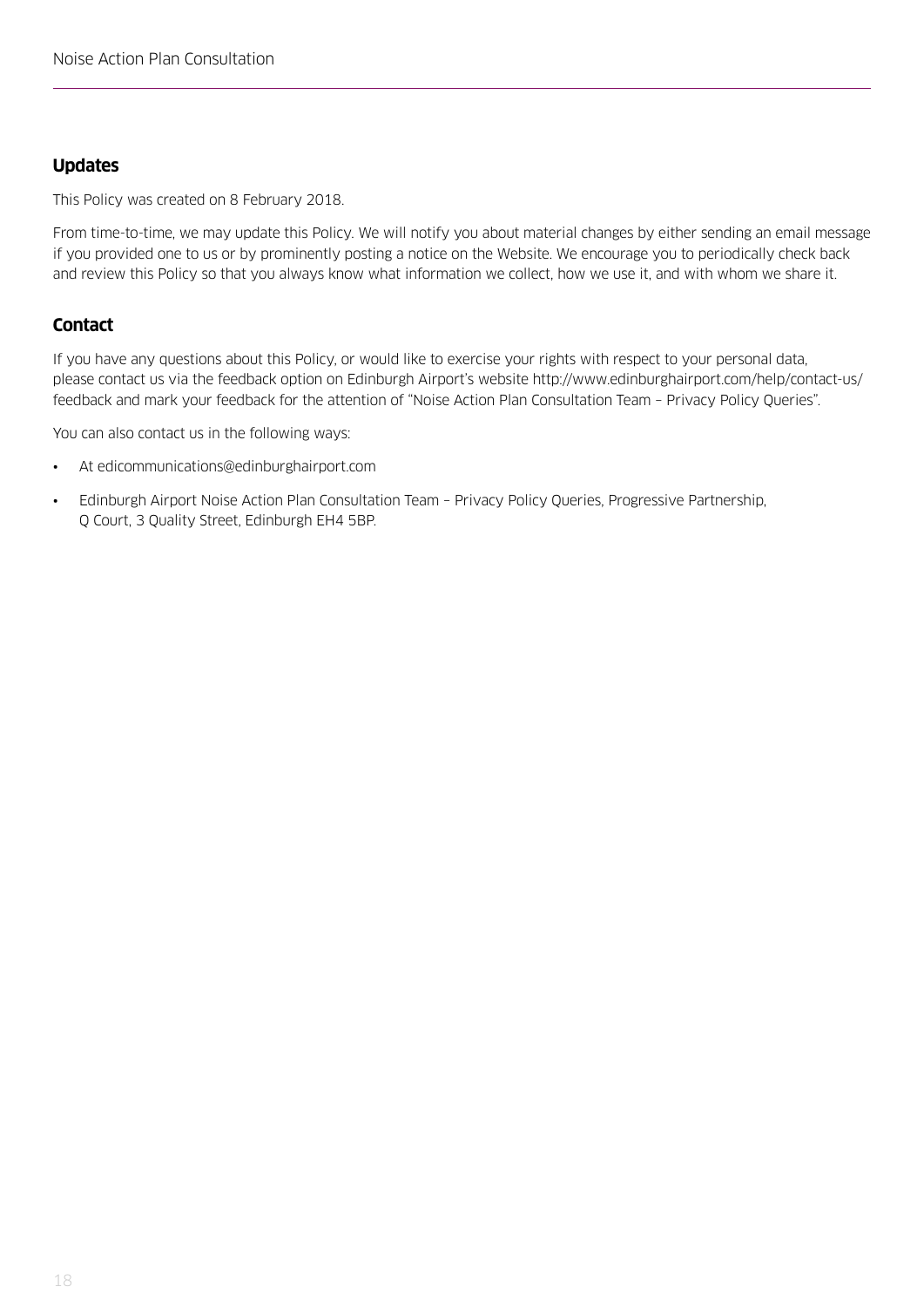## Updates

This Policy was created on 8 February 2018.

From time-to-time, we may update this Policy. We will notify you about material changes by either sending an email message if you provided one to us or by prominently posting a notice on the Website. We encourage you to periodically check back and review this Policy so that you always know what information we collect, how we use it, and with whom we share it.

## Contact

If you have any questions about this Policy, or would like to exercise your rights with respect to your personal data, please contact us via the feedback option on Edinburgh Airport's website http://www.edinburghairport.com/help/contact-us/feedback and mark your feedback for the attention of "Noise Action Plan Consultation Team – Privacy Policy Queries".

You can also contact us in the following ways:

- At edicommunications@edinburghairport.com
- Edinburgh Airport Noise Action Plan Consultation Team – Privacy Policy Queries, Progressive Partnership, Q Court, 3 Quality Street, Edinburgh EH4 5BP.